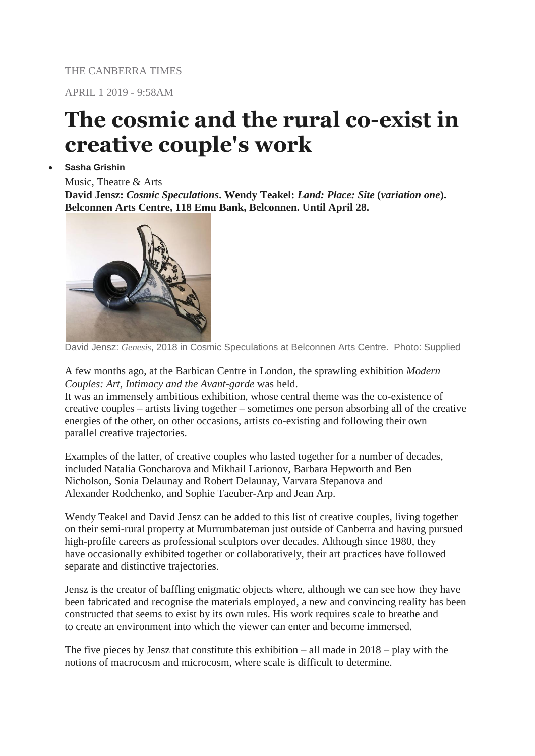THE CANBERRA TIMES

APRIL 1 2019 - 9:58AM

# The cosmic and the rural co-exist in creative couple's work

- **Sasha Grishin**

Music, Theatre & Arts

**David Jensz: *Cosmic Speculations*. Wendy Teakel: *Land: Place: Site* (*variation one*). Belconnen Arts Centre, 118 Emu Bank, Belconnen. Until April 28.**

David Jensz: *Genesis*, 2018 in Cosmic Speculations at Belconnen Arts Centre. Photo: Supplied

A few months ago, at the Barbican Centre in London, the sprawling exhibition *Modern Couples: Art, Intimacy and the Avant-garde* was held.
It was an immensely ambitious exhibition, whose central theme was the co-existence of creative couples – artists living together – sometimes one person absorbing all of the creative energies of the other, on other occasions, artists co-existing and following their own parallel creative trajectories.

Examples of the latter, of creative couples who lasted together for a number of decades, included Natalia Goncharova and Mikhail Larionov, Barbara Hepworth and Ben Nicholson, Sonia Delaunay and Robert Delaunay, Varvara Stepanova and Alexander Rodchenko, and Sophie Taeuber-Arp and Jean Arp.

Wendy Teakel and David Jensz can be added to this list of creative couples, living together on their semi-rural property at Murrumbateman just outside of Canberra and having pursued high-profile careers as professional sculptors over decades. Although since 1980, they have occasionally exhibited together or collaboratively, their art practices have followed separate and distinctive trajectories.

Jensz is the creator of baffling enigmatic objects where, although we can see how they have been fabricated and recognise the materials employed, a new and convincing reality has been constructed that seems to exist by its own rules. His work requires scale to breathe and to create an environment into which the viewer can enter and become immersed.

The five pieces by Jensz that constitute this exhibition – all made in 2018 – play with the notions of macrocosm and microcosm, where scale is difficult to determine.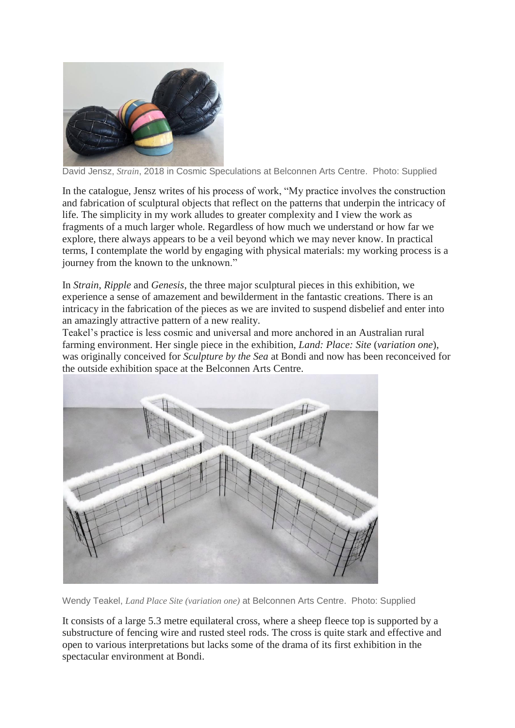David Jensz, *Strain*, 2018 in Cosmic Speculations at Belconnen Arts Centre. Photo: Supplied

In the catalogue, Jensz writes of his process of work, "My practice involves the construction and fabrication of sculptural objects that reflect on the patterns that underpin the intricacy of life. The simplicity in my work alludes to greater complexity and I view the work as fragments of a much larger whole. Regardless of how much we understand or how far we explore, there always appears to be a veil beyond which we may never know. In practical terms, I contemplate the world by engaging with physical materials: my working process is a journey from the known to the unknown."

In *Strain*, *Ripple* and *Genesis,* the three major sculptural pieces in this exhibition, we experience a sense of amazement and bewilderment in the fantastic creations. There is an intricacy in the fabrication of the pieces as we are invited to suspend disbelief and enter into an amazingly attractive pattern of a new reality.

Teakel's practice is less cosmic and universal and more anchored in an Australian rural farming environment. Her single piece in the exhibition, *Land: Place: Site* (*variation one*), was originally conceived for *Sculpture by the Sea* at Bondi and now has been reconceived for the outside exhibition space at the Belconnen Arts Centre.

Wendy Teakel, *Land Place Site (variation one)* at Belconnen Arts Centre. Photo: Supplied

It consists of a large 5.3 metre equilateral cross, where a sheep fleece top is supported by a substructure of fencing wire and rusted steel rods. The cross is quite stark and effective and open to various interpretations but lacks some of the drama of its first exhibition in the spectacular environment at Bondi.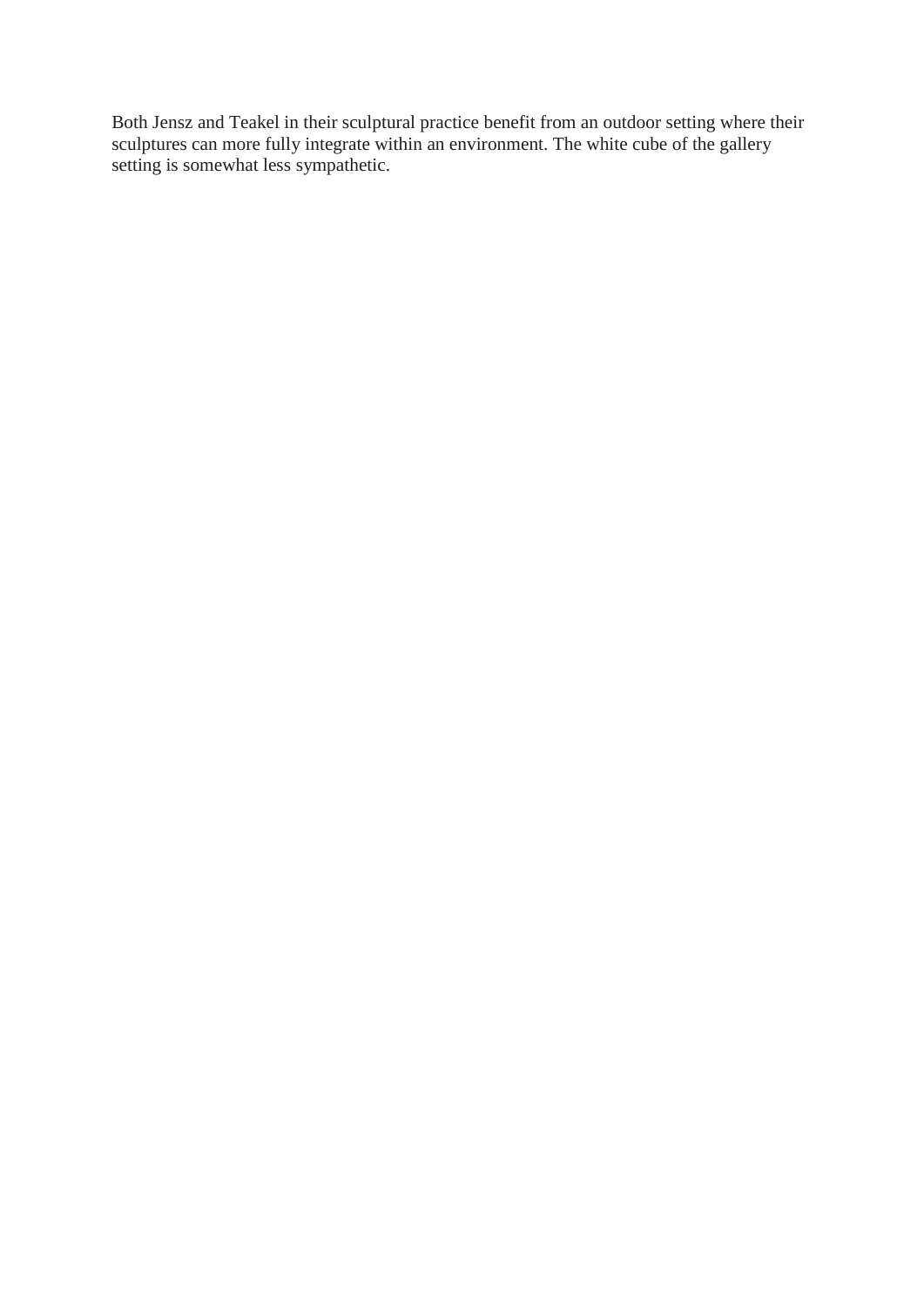Both Jensz and Teakel in their sculptural practice benefit from an outdoor setting where their sculptures can more fully integrate within an environment. The white cube of the gallery setting is somewhat less sympathetic.